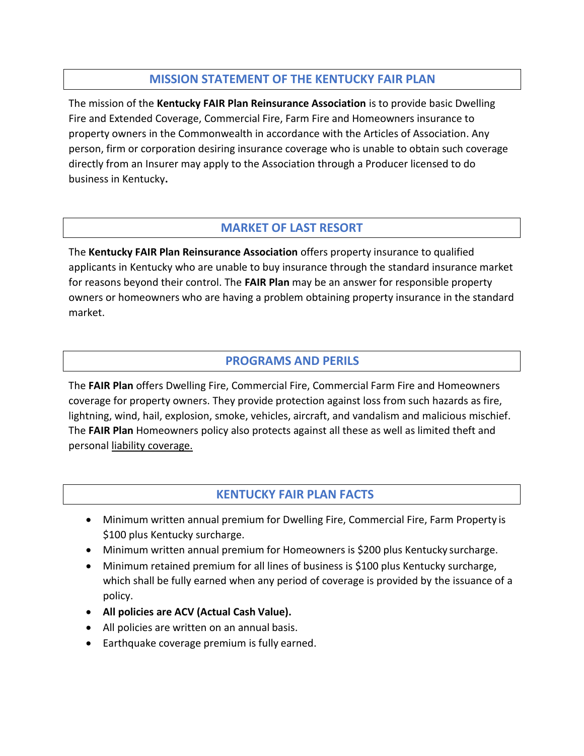## MISSION STATEMENT OF THE KENTUCKY FAIR PLAN

The mission of the **Kentucky FAIR Plan Reinsurance Association** is to provide basic Dwelling Fire and Extended Coverage, Commercial Fire, Farm Fire and Homeowners insurance to property owners in the Commonwealth in accordance with the Articles of Association. Any person, firm or corporation desiring insurance coverage who is unable to obtain such coverage directly from an Insurer may apply to the Association through a Producer licensed to do business in Kentucky**.**

## MARKET OF LAST RESORT

The **Kentucky FAIR Plan Reinsurance Association** offers property insurance to qualified applicants in Kentucky who are unable to buy insurance through the standard insurance market for reasons beyond their control. The **FAIR Plan** may be an answer for responsible property owners or homeowners who are having a problem obtaining property insurance in the standard market.

## PROGRAMS AND PERILS

The **FAIR Plan** offers Dwelling Fire, Commercial Fire, Commercial Farm Fire and Homeowners coverage for property owners. They provide protection against loss from such hazards as fire, lightning, wind, hail, explosion, smoke, vehicles, aircraft, and vandalism and malicious mischief. The **FAIR Plan** Homeowners policy also protects against all these as well as limited theft and personal liability coverage.

## KENTUCKY FAIR PLAN FACTS

- Minimum written annual premium for Dwelling Fire, Commercial Fire, Farm Property is $100 plus Kentucky surcharge.
- Minimum written annual premium for Homeowners is $200 plus Kentucky surcharge.
- Minimum retained premium for all lines of business is $100 plus Kentucky surcharge, which shall be fully earned when any period of coverage is provided by the issuance of a policy.
- **All policies are ACV (Actual Cash Value).**
- All policies are written on an annual basis.
- Earthquake coverage premium is fully earned.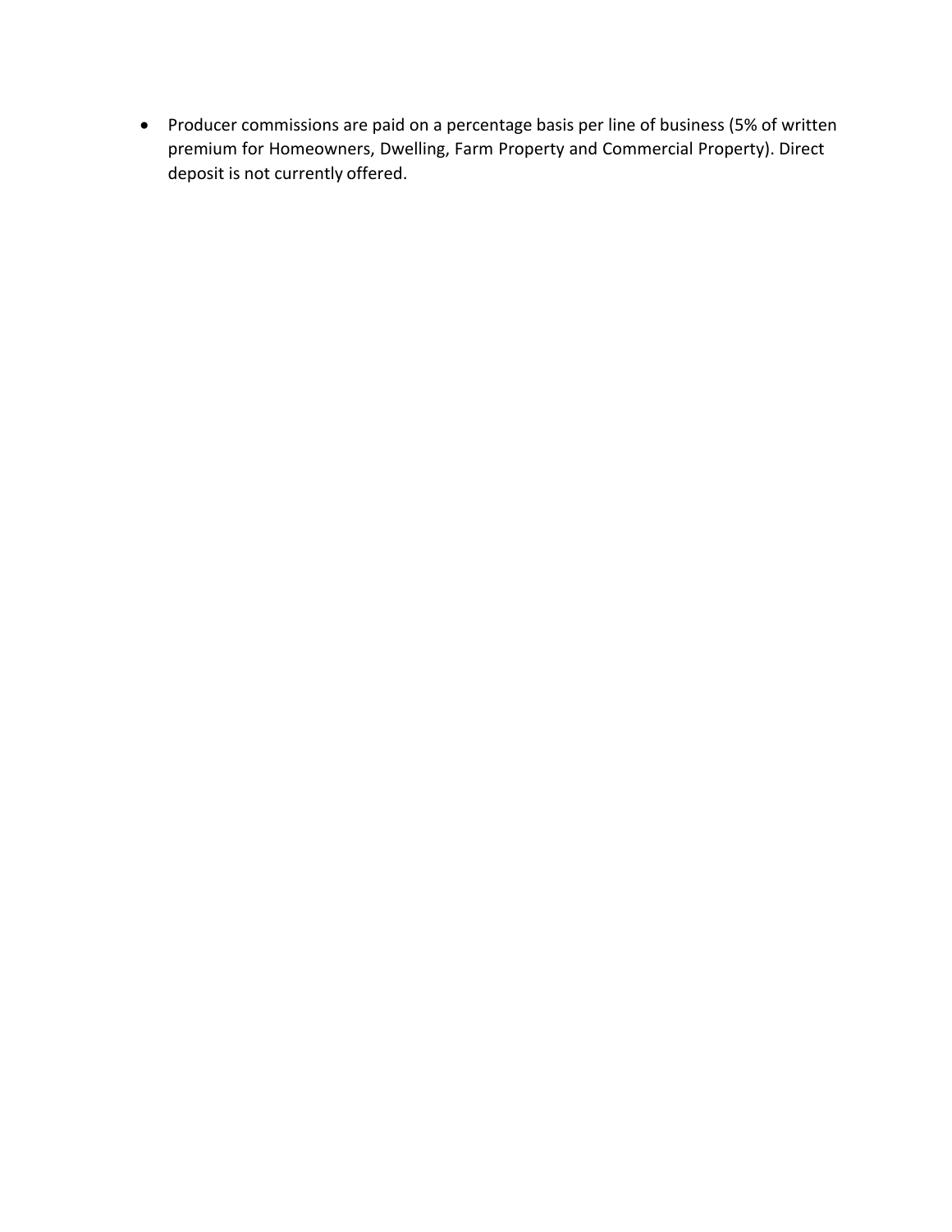- Producer commissions are paid on a percentage basis per line of business (5% of written premium for Homeowners, Dwelling, Farm Property and Commercial Property). Direct deposit is not currently offered.